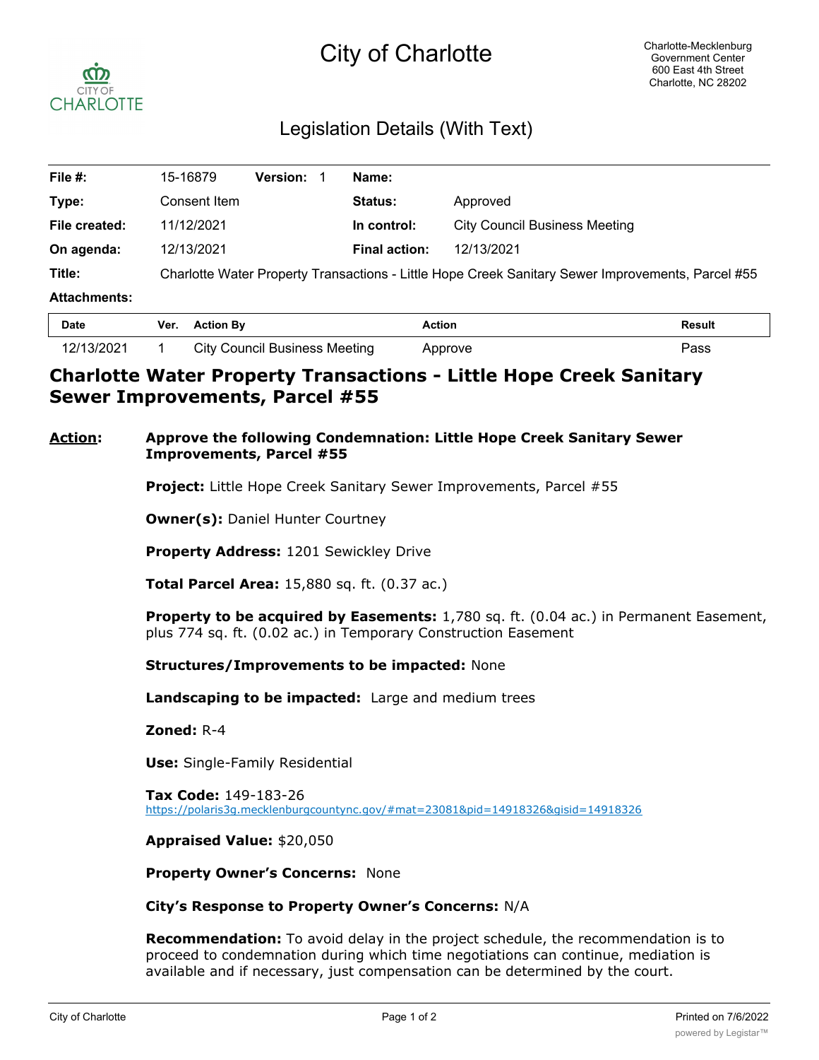# City of Charlotte

Charlotte-Mecklenburg Government Center
600 East 4th Street
Charlotte, NC 28202

## Legislation Details (With Text)

| | | | |
|---|---|---|---|
| **File #:** | 15-16879 **Version:** 1 | **Name:** | |
| **Type:** | Consent Item | **Status:** | Approved |
| **File created:** | 11/12/2021 | **In control:** | City Council Business Meeting |
| **On agenda:** | 12/13/2021 | **Final action:** | 12/13/2021 |
| **Title:** | Charlotte Water Property Transactions - Little Hope Creek Sanitary Sewer Improvements, Parcel #55 | | |
| **Attachments:** | | | |

| Date | Ver. | Action By | Action | Result |
|---|---|---|---|---|
| 12/13/2021 | 1 | City Council Business Meeting | Approve | Pass |

## Charlotte Water Property Transactions - Little Hope Creek Sanitary Sewer Improvements, Parcel #55

**Action:** **Approve the following Condemnation: Little Hope Creek Sanitary Sewer Improvements, Parcel #55**

**Project:** Little Hope Creek Sanitary Sewer Improvements, Parcel #55

**Owner(s):** Daniel Hunter Courtney

**Property Address:** 1201 Sewickley Drive

**Total Parcel Area:** 15,880 sq. ft. (0.37 ac.)

**Property to be acquired by Easements:** 1,780 sq. ft. (0.04 ac.) in Permanent Easement, plus 774 sq. ft. (0.02 ac.) in Temporary Construction Easement

**Structures/Improvements to be impacted:** None

**Landscaping to be impacted:** Large and medium trees

**Zoned:** R-4

**Use:** Single-Family Residential

**Tax Code:** 149-183-26
https://polaris3g.mecklenburgcountync.gov/#mat=23081&pid=14918326&gisid=14918326

**Appraised Value:** $20,050

**Property Owner's Concerns:** None

**City's Response to Property Owner's Concerns:** N/A

**Recommendation:** To avoid delay in the project schedule, the recommendation is to proceed to condemnation during which time negotiations can continue, mediation is available and if necessary, just compensation can be determined by the court.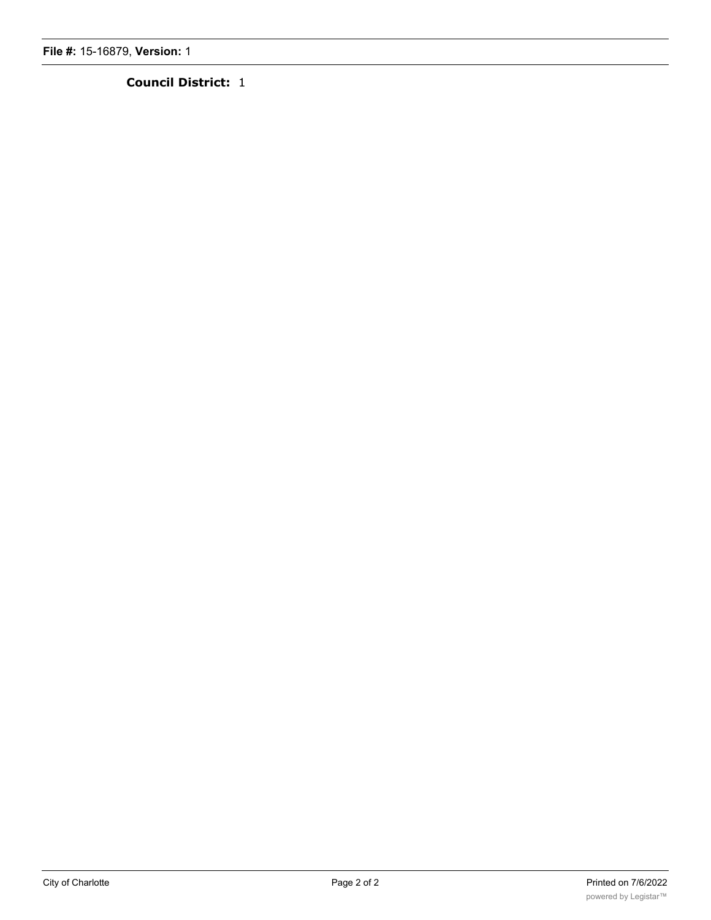**Council District:** 1